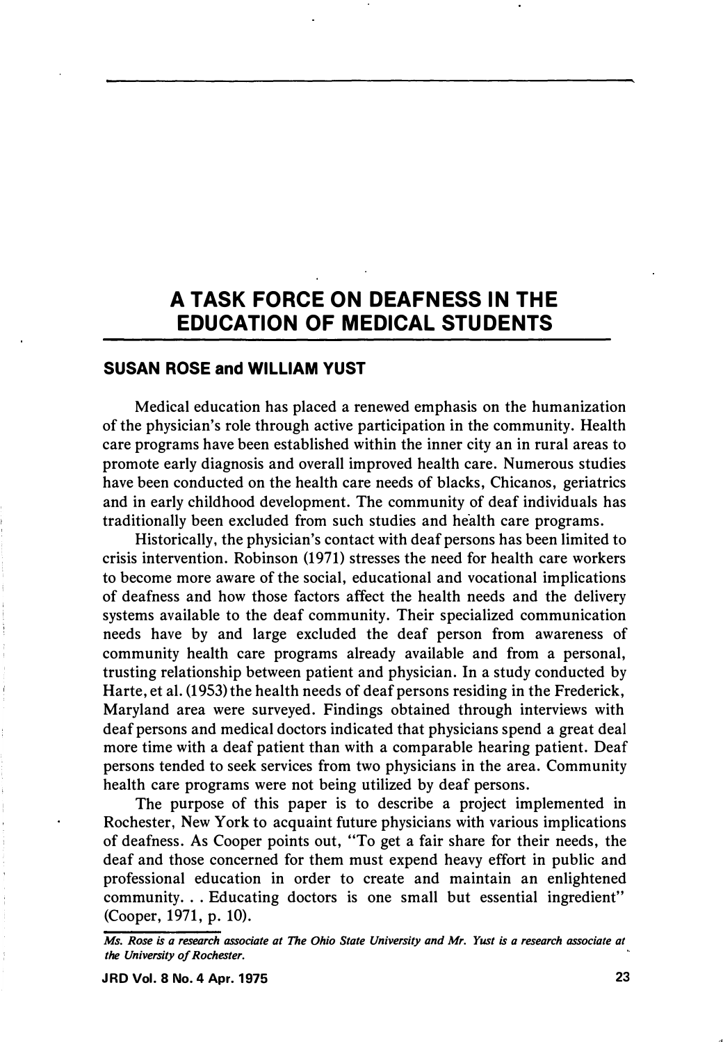# A TASK FORCE ON DEAFNESS IN THE EDUCATION OF MEDICAL STUDENTS

**SUSAN ROSE and WILLIAM YUST**

Medical education has placed a renewed emphasis on the humanization of the physician's role through active participation in the community. Health care programs have been established within the inner city an in rural areas to promote early diagnosis and overall improved health care. Numerous studies have been conducted on the health care needs of blacks, Chicanos, geriatrics and in early childhood development. The community of deaf individuals has traditionally been excluded from such studies and health care programs.

Historically, the physician's contact with deaf persons has been limited to crisis intervention. Robinson (1971) stresses the need for health care workers to become more aware of the social, educational and vocational implications of deafness and how those factors affect the health needs and the delivery systems available to the deaf community. Their specialized communication needs have by and large excluded the deaf person from awareness of community health care programs already available and from a personal, trusting relationship between patient and physician. In a study conducted by Harte, et al. (1953) the health needs of deaf persons residing in the Frederick, Maryland area were surveyed. Findings obtained through interviews with deaf persons and medical doctors indicated that physicians spend a great deal more time with a deaf patient than with a comparable hearing patient. Deaf persons tended to seek services from two physicians in the area. Community health care programs were not being utilized by deaf persons.

The purpose of this paper is to describe a project implemented in Rochester, New York to acquaint future physicians with various implications of deafness. As Cooper points out, "To get a fair share for their needs, the deaf and those concerned for them must expend heavy effort in public and professional education in order to create and maintain an enlightened community. . . Educating doctors is one small but essential ingredient" (Cooper, 1971, p. 10).

*Ms. Rose is a research associate at The Ohio State University and Mr. Yust is a research associate at the University of Rochester.*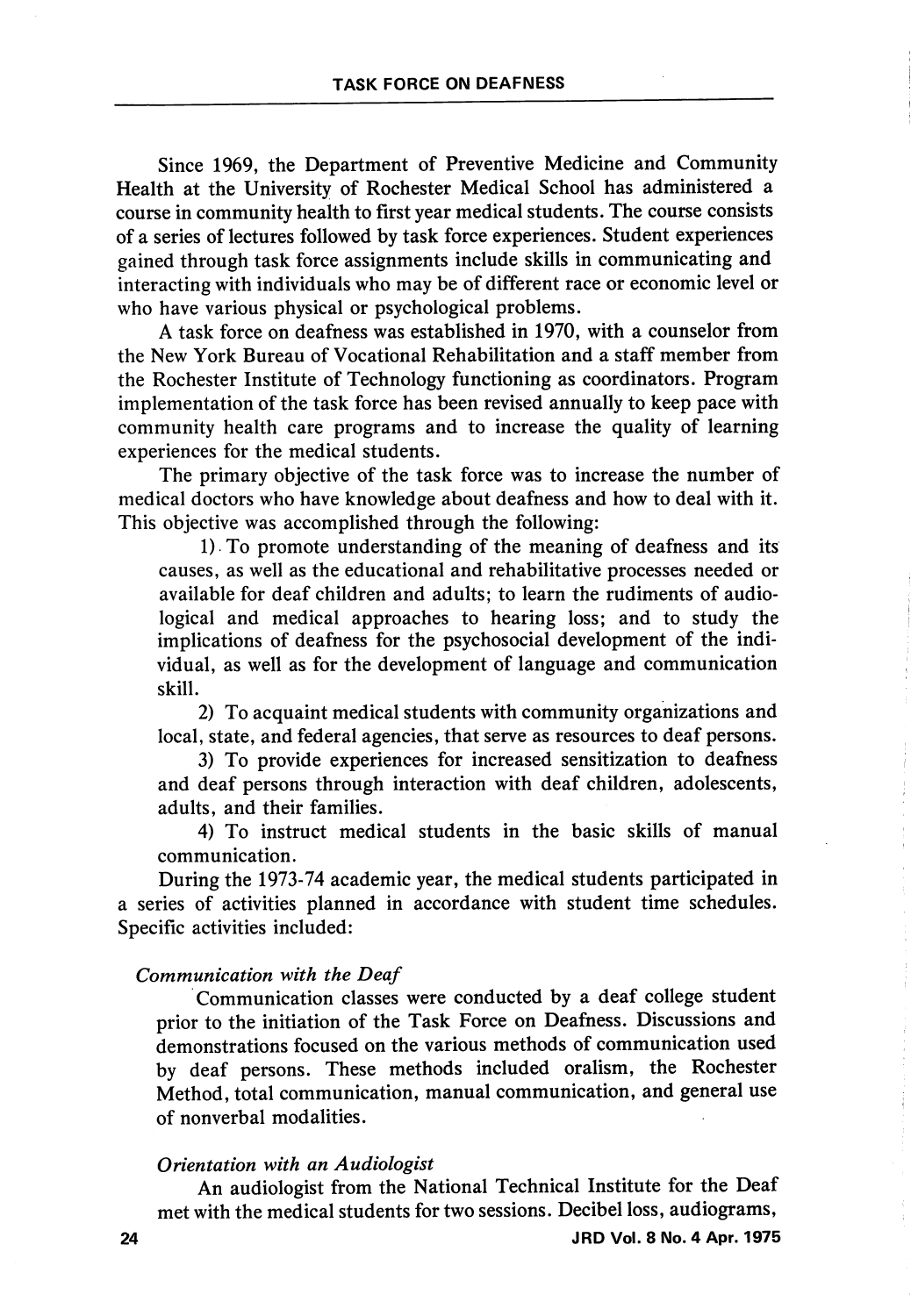Since 1969, the Department of Preventive Medicine and Community Health at the University of Rochester Medical School has administered a course in community health to first year medical students. The course consists of a series of lectures followed by task force experiences. Student experiences gained through task force assignments include skills in communicating and interacting with individuals who may be of different race or economic level or who have various physical or psychological problems.

A task force on deafness was established in 1970, with a counselor from the New York Bureau of Vocational Rehabilitation and a staff member from the Rochester Institute of Technology functioning as coordinators. Program implementation of the task force has been revised annually to keep pace with community health care programs and to increase the quality of learning experiences for the medical students.

The primary objective of the task force was to increase the number of medical doctors who have knowledge about deafness and how to deal with it. This objective was accomplished through the following:

1) To promote understanding of the meaning of deafness and its causes, as well as the educational and rehabilitative processes needed or available for deaf children and adults; to learn the rudiments of audiological and medical approaches to hearing loss; and to study the implications of deafness for the psychosocial development of the individual, as well as for the development of language and communication skill.

2) To acquaint medical students with community organizations and local, state, and federal agencies, that serve as resources to deaf persons.

3) To provide experiences for increased sensitization to deafness and deaf persons through interaction with deaf children, adolescents, adults, and their families.

4) To instruct medical students in the basic skills of manual communication.

During the 1973-74 academic year, the medical students participated in a series of activities planned in accordance with student time schedules. Specific activities included:

*Communication with the Deaf*

Communication classes were conducted by a deaf college student prior to the initiation of the Task Force on Deafness. Discussions and demonstrations focused on the various methods of communication used by deaf persons. These methods included oralism, the Rochester Method, total communication, manual communication, and general use of nonverbal modalities.

*Orientation with an Audiologist*

An audiologist from the National Technical Institute for the Deaf met with the medical students for two sessions. Decibel loss, audiograms,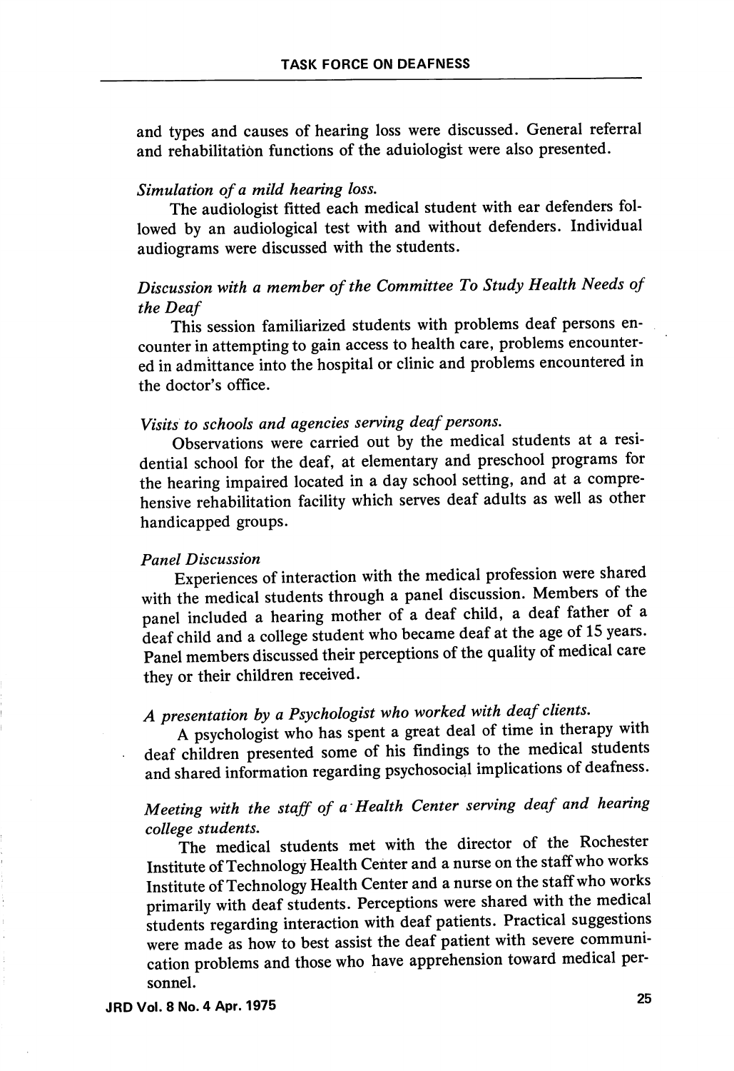and types and causes of hearing loss were discussed. General referral and rehabilitation functions of the aduiologist were also presented.

*Simulation of a mild hearing loss.*

The audiologist fitted each medical student with ear defenders followed by an audiological test with and without defenders. Individual audiograms were discussed with the students.

*Discussion with a member of the Committee To Study Health Needs of the Deaf*

This session familiarized students with problems deaf persons encounter in attempting to gain access to health care, problems encountered in admittance into the hospital or clinic and problems encountered in the doctor's office.

*Visits to schools and agencies serving deaf persons.*

Observations were carried out by the medical students at a residential school for the deaf, at elementary and preschool programs for the hearing impaired located in a day school setting, and at a comprehensive rehabilitation facility which serves deaf adults as well as other handicapped groups.

*Panel Discussion*

Experiences of interaction with the medical profession were shared with the medical students through a panel discussion. Members of the panel included a hearing mother of a deaf child, a deaf father of a deaf child and a college student who became deaf at the age of 15 years. Panel members discussed their perceptions of the quality of medical care they or their children received.

*A presentation by a Psychologist who worked with deaf clients.*

A psychologist who has spent a great deal of time in therapy with deaf children presented some of his findings to the medical students and shared information regarding psychosocial implications of deafness.

*Meeting with the staff of a Health Center serving deaf and hearing college students.*

The medical students met with the director of the Rochester Institute of Technology Health Center and a nurse on the staff who works Institute of Technology Health Center and a nurse on the staff who works primarily with deaf students. Perceptions were shared with the medical students regarding interaction with deaf patients. Practical suggestions were made as how to best assist the deaf patient with severe communication problems and those who have apprehension toward medical personnel.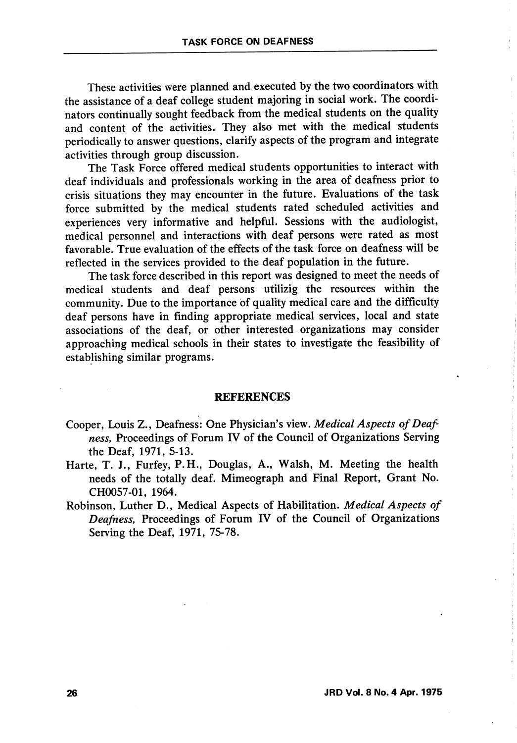These activities were planned and executed by the two coordinators with the assistance of a deaf college student majoring in social work. The coordinators continually sought feedback from the medical students on the quality and content of the activities. They also met with the medical students periodically to answer questions, clarify aspects of the program and integrate activities through group discussion.

The Task Force offered medical students opportunities to interact with deaf individuals and professionals working in the area of deafness prior to crisis situations they may encounter in the future. Evaluations of the task force submitted by the medical students rated scheduled activities and experiences very informative and helpful. Sessions with the audiologist, medical personnel and interactions with deaf persons were rated as most favorable. True evaluation of the effects of the task force on deafness will be reflected in the services provided to the deaf population in the future.

The task force described in this report was designed to meet the needs of medical students and deaf persons utilizig the resources within the community. Due to the importance of quality medical care and the difficulty deaf persons have in finding appropriate medical services, local and state associations of the deaf, or other interested organizations may consider approaching medical schools in their states to investigate the feasibility of establishing similar programs.

## REFERENCES

Cooper, Louis Z., Deafness: One Physician's view. *Medical Aspects of Deafness,* Proceedings of Forum IV of the Council of Organizations Serving the Deaf, 1971, 5-13.

Harte, T. J., Furfey, P.H., Douglas, A., Walsh, M. Meeting the health needs of the totally deaf. Mimeograph and Final Report, Grant No. CH0057-01, 1964.

Robinson, Luther D., Medical Aspects of Habilitation. *Medical Aspects of Deafness,* Proceedings of Forum IV of the Council of Organizations Serving the Deaf, 1971, 75-78.